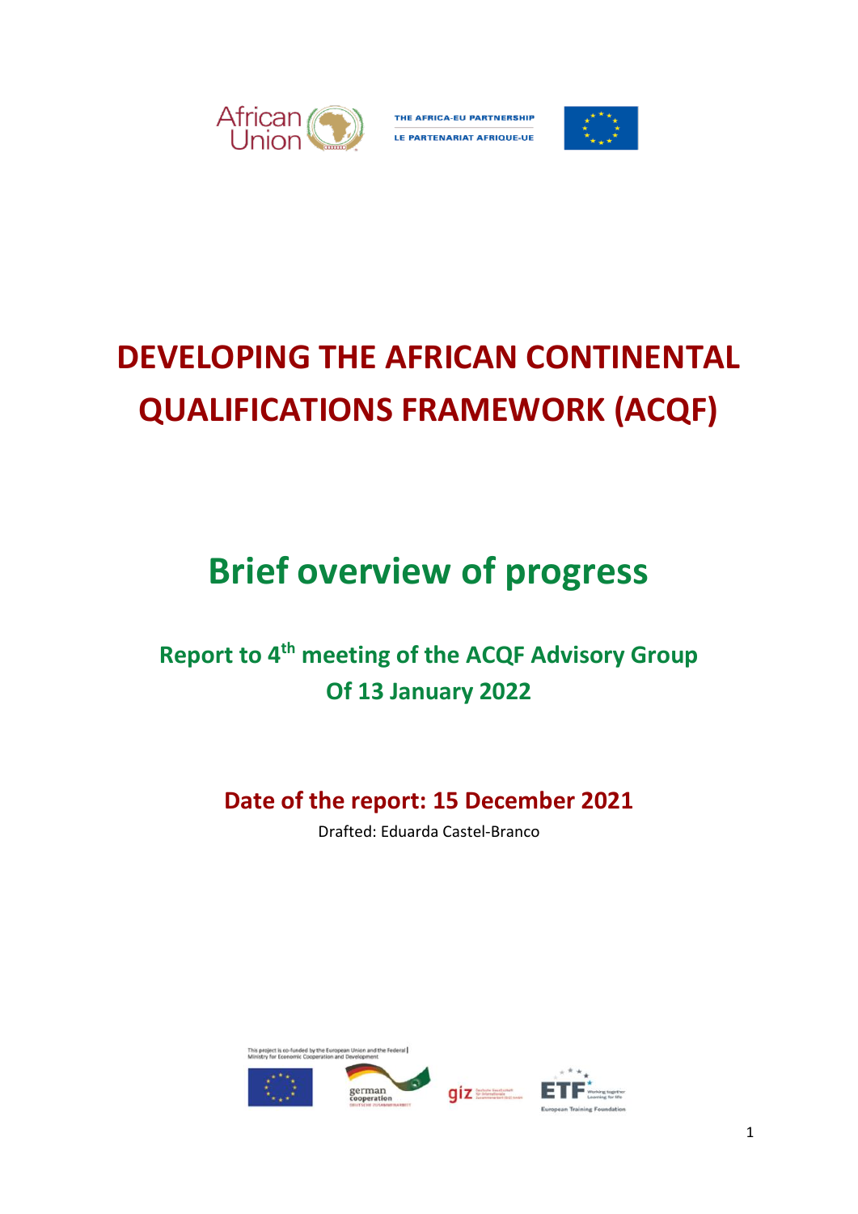THE AFRICA-EU PARTNERSHIP

LE PARTENARIAT AFRIQUE-UE

# DEVELOPING THE AFRICAN CONTINENTAL QUALIFICATIONS FRAMEWORK (ACQF)

## Brief overview of progress

### Report to 4th meeting of the ACQF Advisory Group Of 13 January 2022

### Date of the report: 15 December 2021

Drafted: Eduarda Castel-Branco

This project is co-funded by the European Union and the Federal Ministry for Economic Cooperation and Development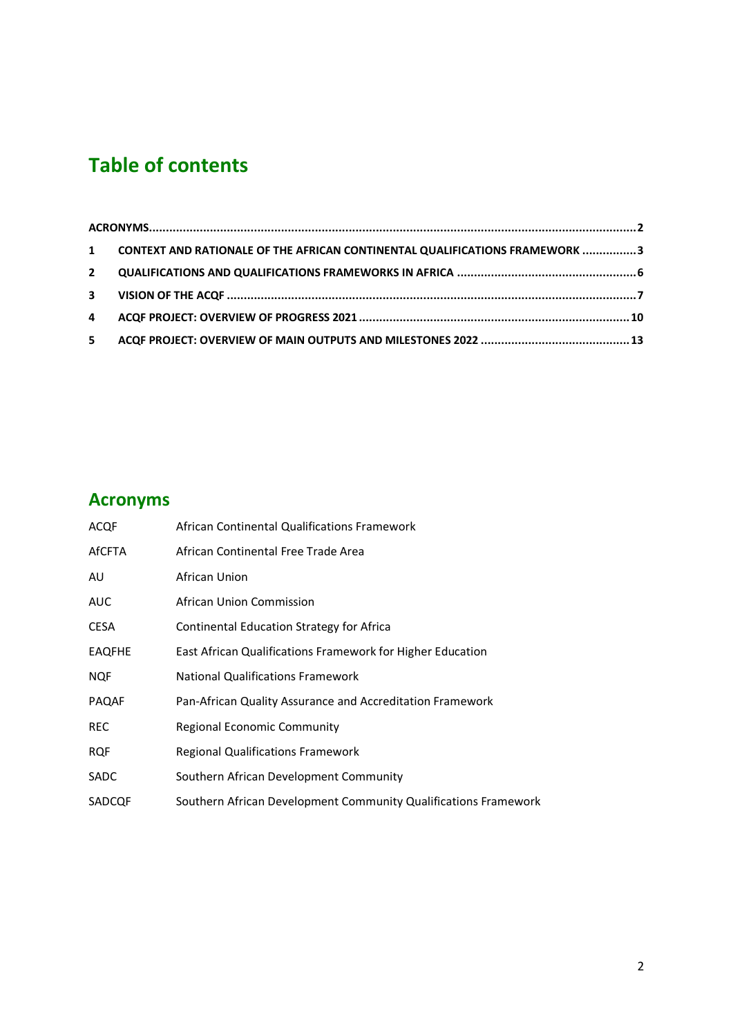# Table of contents

- ACRONYMS ........ 2
- 1 CONTEXT AND RATIONALE OF THE AFRICAN CONTINENTAL QUALIFICATIONS FRAMEWORK ........ 3
- 2 QUALIFICATIONS AND QUALIFICATIONS FRAMEWORKS IN AFRICA ........ 6
- 3 VISION OF THE ACQF ........ 7
- 4 ACQF PROJECT: OVERVIEW OF PROGRESS 2021 ........ 10
- 5 ACQF PROJECT: OVERVIEW OF MAIN OUTPUTS AND MILESTONES 2022 ........ 13

# Acronyms

| | |
|---|---|
| ACQF | African Continental Qualifications Framework |
| AfCFTA | African Continental Free Trade Area |
| AU | African Union |
| AUC | African Union Commission |
| CESA | Continental Education Strategy for Africa |
| EAQFHE | East African Qualifications Framework for Higher Education |
| NQF | National Qualifications Framework |
| PAQAF | Pan-African Quality Assurance and Accreditation Framework |
| REC | Regional Economic Community |
| RQF | Regional Qualifications Framework |
| SADC | Southern African Development Community |
| SADCQF | Southern African Development Community Qualifications Framework |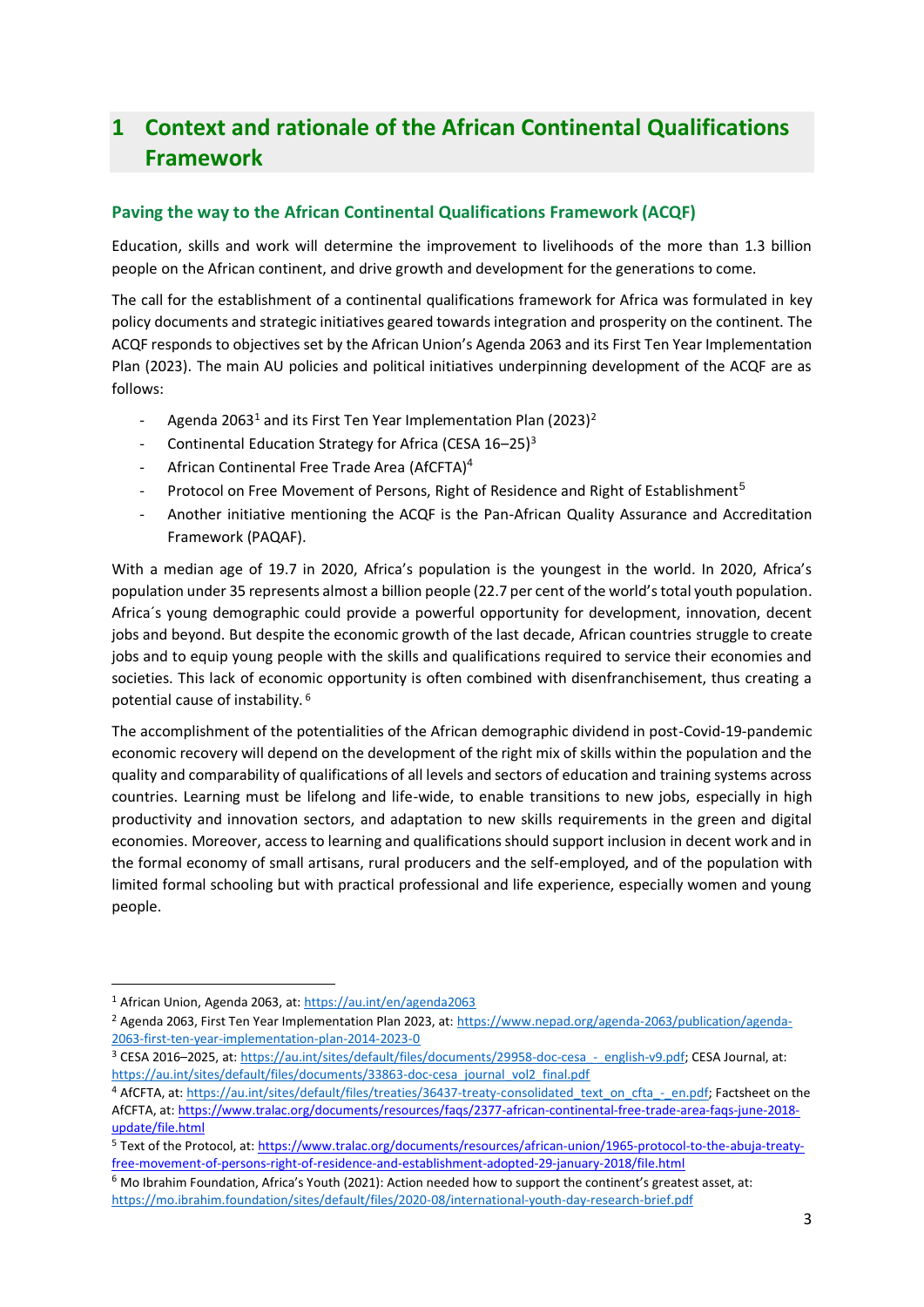# 1 Context and rationale of the African Continental Qualifications Framework

## Paving the way to the African Continental Qualifications Framework (ACQF)

Education, skills and work will determine the improvement to livelihoods of the more than 1.3 billion people on the African continent, and drive growth and development for the generations to come.

The call for the establishment of a continental qualifications framework for Africa was formulated in key policy documents and strategic initiatives geared towards integration and prosperity on the continent. The ACQF responds to objectives set by the African Union's Agenda 2063 and its First Ten Year Implementation Plan (2023). The main AU policies and political initiatives underpinning development of the ACQF are as follows:

- Agenda 2063[1] and its First Ten Year Implementation Plan (2023)[2]
- Continental Education Strategy for Africa (CESA 16–25)[3]
- African Continental Free Trade Area (AfCFTA)[4]
- Protocol on Free Movement of Persons, Right of Residence and Right of Establishment[5]
- Another initiative mentioning the ACQF is the Pan-African Quality Assurance and Accreditation Framework (PAQAF).

With a median age of 19.7 in 2020, Africa's population is the youngest in the world. In 2020, Africa's population under 35 represents almost a billion people (22.7 per cent of the world's total youth population. Africa´s young demographic could provide a powerful opportunity for development, innovation, decent jobs and beyond. But despite the economic growth of the last decade, African countries struggle to create jobs and to equip young people with the skills and qualifications required to service their economies and societies. This lack of economic opportunity is often combined with disenfranchisement, thus creating a potential cause of instability. [6]

The accomplishment of the potentialities of the African demographic dividend in post-Covid-19-pandemic economic recovery will depend on the development of the right mix of skills within the population and the quality and comparability of qualifications of all levels and sectors of education and training systems across countries. Learning must be lifelong and life-wide, to enable transitions to new jobs, especially in high productivity and innovation sectors, and adaptation to new skills requirements in the green and digital economies. Moreover, access to learning and qualifications should support inclusion in decent work and in the formal economy of small artisans, rural producers and the self-employed, and of the population with limited formal schooling but with practical professional and life experience, especially women and young people.

---

[1] African Union, Agenda 2063, at: https://au.int/en/agenda2063

[2] Agenda 2063, First Ten Year Implementation Plan 2023, at: https://www.nepad.org/agenda-2063/publication/agenda-2063-first-ten-year-implementation-plan-2014-2023-0

[3] CESA 2016–2025, at: https://au.int/sites/default/files/documents/29958-doc-cesa_-_english-v9.pdf; CESA Journal, at: https://au.int/sites/default/files/documents/33863-doc-cesa_journal_vol2_final.pdf

[4] AfCFTA, at: https://au.int/sites/default/files/treaties/36437-treaty-consolidated_text_on_cfta_-_en.pdf; Factsheet on the AfCFTA, at: https://www.tralac.org/documents/resources/faqs/2377-african-continental-free-trade-area-faqs-june-2018-update/file.html

[5] Text of the Protocol, at: https://www.tralac.org/documents/resources/african-union/1965-protocol-to-the-abuja-treaty-free-movement-of-persons-right-of-residence-and-establishment-adopted-29-january-2018/file.html

[6] Mo Ibrahim Foundation, Africa's Youth (2021): Action needed how to support the continent's greatest asset, at: https://mo.ibrahim.foundation/sites/default/files/2020-08/international-youth-day-research-brief.pdf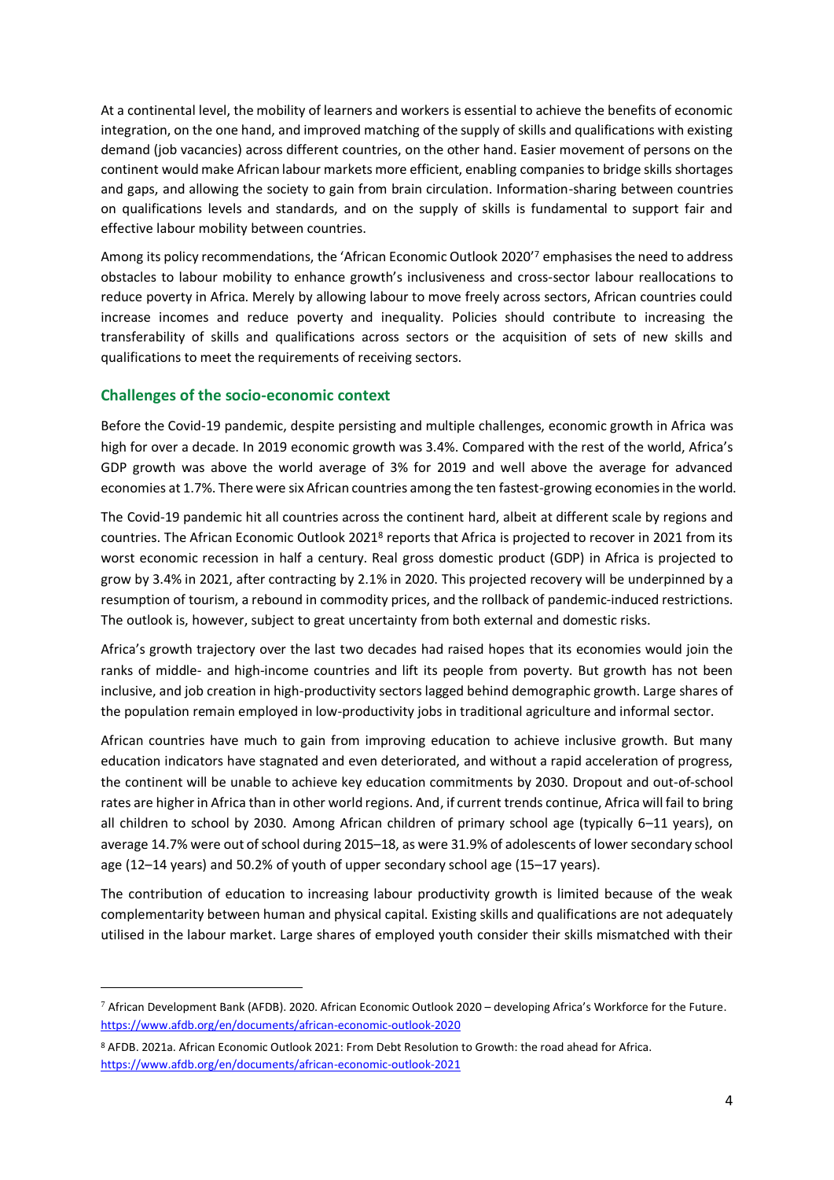At a continental level, the mobility of learners and workers is essential to achieve the benefits of economic integration, on the one hand, and improved matching of the supply of skills and qualifications with existing demand (job vacancies) across different countries, on the other hand. Easier movement of persons on the continent would make African labour markets more efficient, enabling companies to bridge skills shortages and gaps, and allowing the society to gain from brain circulation. Information-sharing between countries on qualifications levels and standards, and on the supply of skills is fundamental to support fair and effective labour mobility between countries.

Among its policy recommendations, the 'African Economic Outlook 2020'[7] emphasises the need to address obstacles to labour mobility to enhance growth's inclusiveness and cross-sector labour reallocations to reduce poverty in Africa. Merely by allowing labour to move freely across sectors, African countries could increase incomes and reduce poverty and inequality. Policies should contribute to increasing the transferability of skills and qualifications across sectors or the acquisition of sets of new skills and qualifications to meet the requirements of receiving sectors.

## Challenges of the socio-economic context

Before the Covid-19 pandemic, despite persisting and multiple challenges, economic growth in Africa was high for over a decade. In 2019 economic growth was 3.4%. Compared with the rest of the world, Africa's GDP growth was above the world average of 3% for 2019 and well above the average for advanced economies at 1.7%. There were six African countries among the ten fastest-growing economies in the world.

The Covid-19 pandemic hit all countries across the continent hard, albeit at different scale by regions and countries. The African Economic Outlook 2021[8] reports that Africa is projected to recover in 2021 from its worst economic recession in half a century. Real gross domestic product (GDP) in Africa is projected to grow by 3.4% in 2021, after contracting by 2.1% in 2020. This projected recovery will be underpinned by a resumption of tourism, a rebound in commodity prices, and the rollback of pandemic-induced restrictions. The outlook is, however, subject to great uncertainty from both external and domestic risks.

Africa's growth trajectory over the last two decades had raised hopes that its economies would join the ranks of middle- and high-income countries and lift its people from poverty. But growth has not been inclusive, and job creation in high-productivity sectors lagged behind demographic growth. Large shares of the population remain employed in low-productivity jobs in traditional agriculture and informal sector.

African countries have much to gain from improving education to achieve inclusive growth. But many education indicators have stagnated and even deteriorated, and without a rapid acceleration of progress, the continent will be unable to achieve key education commitments by 2030. Dropout and out-of-school rates are higher in Africa than in other world regions. And, if current trends continue, Africa will fail to bring all children to school by 2030. Among African children of primary school age (typically 6–11 years), on average 14.7% were out of school during 2015–18, as were 31.9% of adolescents of lower secondary school age (12–14 years) and 50.2% of youth of upper secondary school age (15–17 years).

The contribution of education to increasing labour productivity growth is limited because of the weak complementarity between human and physical capital. Existing skills and qualifications are not adequately utilised in the labour market. Large shares of employed youth consider their skills mismatched with their

---

[7] African Development Bank (AFDB). 2020. African Economic Outlook 2020 – developing Africa's Workforce for the Future. https://www.afdb.org/en/documents/african-economic-outlook-2020

[8] AFDB. 2021a. African Economic Outlook 2021: From Debt Resolution to Growth: the road ahead for Africa. https://www.afdb.org/en/documents/african-economic-outlook-2021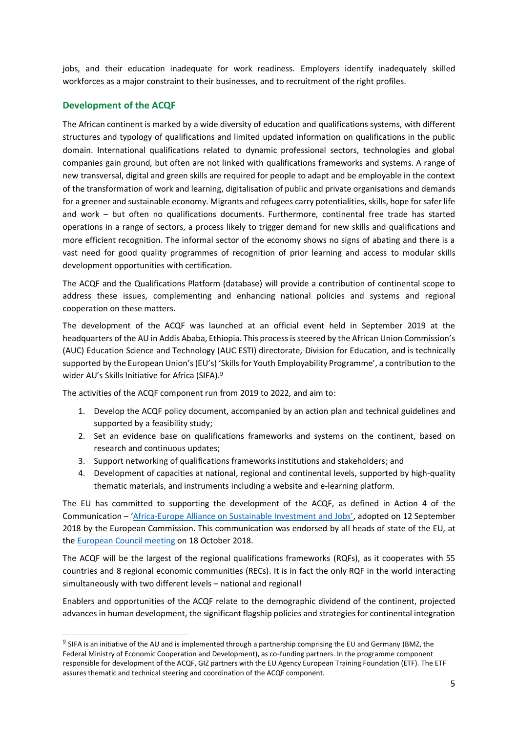jobs, and their education inadequate for work readiness. Employers identify inadequately skilled workforces as a major constraint to their businesses, and to recruitment of the right profiles.

## Development of the ACQF

The African continent is marked by a wide diversity of education and qualifications systems, with different structures and typology of qualifications and limited updated information on qualifications in the public domain. International qualifications related to dynamic professional sectors, technologies and global companies gain ground, but often are not linked with qualifications frameworks and systems. A range of new transversal, digital and green skills are required for people to adapt and be employable in the context of the transformation of work and learning, digitalisation of public and private organisations and demands for a greener and sustainable economy. Migrants and refugees carry potentialities, skills, hope for safer life and work – but often no qualifications documents. Furthermore, continental free trade has started operations in a range of sectors, a process likely to trigger demand for new skills and qualifications and more efficient recognition. The informal sector of the economy shows no signs of abating and there is a vast need for good quality programmes of recognition of prior learning and access to modular skills development opportunities with certification.

The ACQF and the Qualifications Platform (database) will provide a contribution of continental scope to address these issues, complementing and enhancing national policies and systems and regional cooperation on these matters.

The development of the ACQF was launched at an official event held in September 2019 at the headquarters of the AU in Addis Ababa, Ethiopia. This process is steered by the African Union Commission's (AUC) Education Science and Technology (AUC ESTI) directorate, Division for Education, and is technically supported by the European Union's (EU's) 'Skills for Youth Employability Programme', a contribution to the wider AU's Skills Initiative for Africa (SIFA).[9]

The activities of the ACQF component run from 2019 to 2022, and aim to:

1. Develop the ACQF policy document, accompanied by an action plan and technical guidelines and supported by a feasibility study;
2. Set an evidence base on qualifications frameworks and systems on the continent, based on research and continuous updates;
3. Support networking of qualifications frameworks institutions and stakeholders; and
4. Development of capacities at national, regional and continental levels, supported by high-quality thematic materials, and instruments including a website and e-learning platform.

The EU has committed to supporting the development of the ACQF, as defined in Action 4 of the Communication – 'Africa-Europe Alliance on Sustainable Investment and Jobs', adopted on 12 September 2018 by the European Commission. This communication was endorsed by all heads of state of the EU, at the European Council meeting on 18 October 2018.

The ACQF will be the largest of the regional qualifications frameworks (RQFs), as it cooperates with 55 countries and 8 regional economic communities (RECs). It is in fact the only RQF in the world interacting simultaneously with two different levels – national and regional!

Enablers and opportunities of the ACQF relate to the demographic dividend of the continent, projected advances in human development, the significant flagship policies and strategies for continental integration

---

[9] SIFA is an initiative of the AU and is implemented through a partnership comprising the EU and Germany (BMZ, the Federal Ministry of Economic Cooperation and Development), as co-funding partners. In the programme component responsible for development of the ACQF, GIZ partners with the EU Agency European Training Foundation (ETF). The ETF assures thematic and technical steering and coordination of the ACQF component.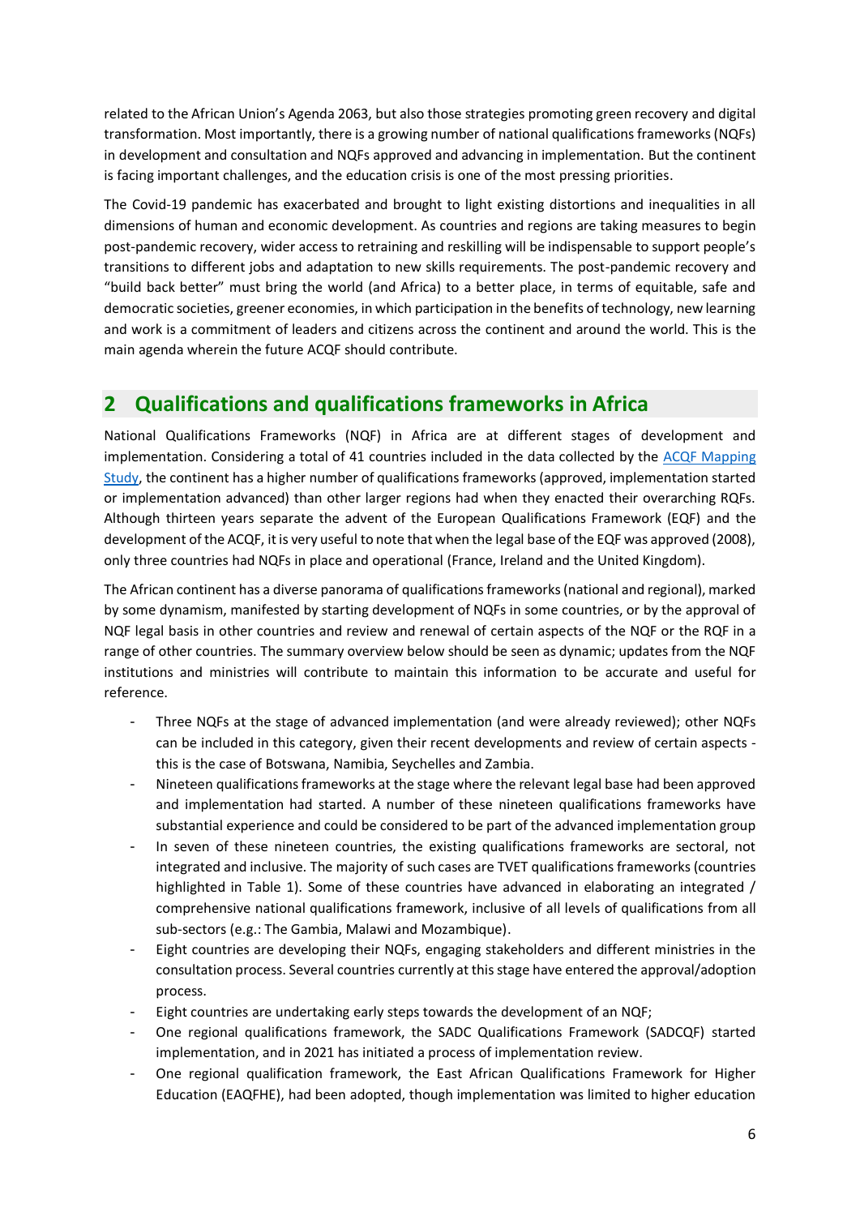related to the African Union's Agenda 2063, but also those strategies promoting green recovery and digital transformation. Most importantly, there is a growing number of national qualifications frameworks (NQFs) in development and consultation and NQFs approved and advancing in implementation. But the continent is facing important challenges, and the education crisis is one of the most pressing priorities.

The Covid-19 pandemic has exacerbated and brought to light existing distortions and inequalities in all dimensions of human and economic development. As countries and regions are taking measures to begin post-pandemic recovery, wider access to retraining and reskilling will be indispensable to support people's transitions to different jobs and adaptation to new skills requirements. The post-pandemic recovery and "build back better" must bring the world (and Africa) to a better place, in terms of equitable, safe and democratic societies, greener economies, in which participation in the benefits of technology, new learning and work is a commitment of leaders and citizens across the continent and around the world. This is the main agenda wherein the future ACQF should contribute.

# 2 Qualifications and qualifications frameworks in Africa

National Qualifications Frameworks (NQF) in Africa are at different stages of development and implementation. Considering a total of 41 countries included in the data collected by the [ACQF Mapping Study](), the continent has a higher number of qualifications frameworks (approved, implementation started or implementation advanced) than other larger regions had when they enacted their overarching RQFs. Although thirteen years separate the advent of the European Qualifications Framework (EQF) and the development of the ACQF, it is very useful to note that when the legal base of the EQF was approved (2008), only three countries had NQFs in place and operational (France, Ireland and the United Kingdom).

The African continent has a diverse panorama of qualifications frameworks (national and regional), marked by some dynamism, manifested by starting development of NQFs in some countries, or by the approval of NQF legal basis in other countries and review and renewal of certain aspects of the NQF or the RQF in a range of other countries. The summary overview below should be seen as dynamic; updates from the NQF institutions and ministries will contribute to maintain this information to be accurate and useful for reference.

- Three NQFs at the stage of advanced implementation (and were already reviewed); other NQFs can be included in this category, given their recent developments and review of certain aspects - this is the case of Botswana, Namibia, Seychelles and Zambia.
- Nineteen qualifications frameworks at the stage where the relevant legal base had been approved and implementation had started. A number of these nineteen qualifications frameworks have substantial experience and could be considered to be part of the advanced implementation group
- In seven of these nineteen countries, the existing qualifications frameworks are sectoral, not integrated and inclusive. The majority of such cases are TVET qualifications frameworks (countries highlighted in Table 1). Some of these countries have advanced in elaborating an integrated / comprehensive national qualifications framework, inclusive of all levels of qualifications from all sub-sectors (e.g.: The Gambia, Malawi and Mozambique).
- Eight countries are developing their NQFs, engaging stakeholders and different ministries in the consultation process. Several countries currently at this stage have entered the approval/adoption process.
- Eight countries are undertaking early steps towards the development of an NQF;
- One regional qualifications framework, the SADC Qualifications Framework (SADCQF) started implementation, and in 2021 has initiated a process of implementation review.
- One regional qualification framework, the East African Qualifications Framework for Higher Education (EAQFHE), had been adopted, though implementation was limited to higher education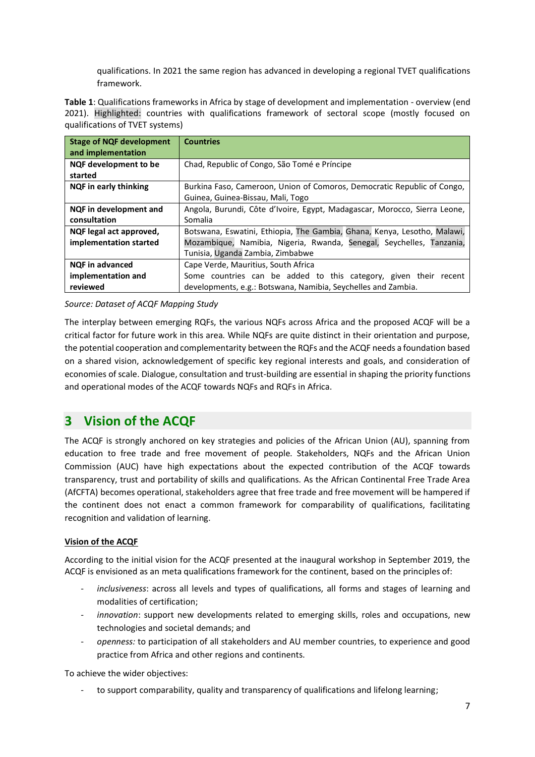qualifications. In 2021 the same region has advanced in developing a regional TVET qualifications framework.

**Table 1**: Qualifications frameworks in Africa by stage of development and implementation - overview (end 2021). Highlighted: countries with qualifications framework of sectoral scope (mostly focused on qualifications of TVET systems)

| Stage of NQF development and implementation | Countries |
|---|---|
| **NQF development to be started** | Chad, Republic of Congo, São Tomé e Príncipe |
| **NQF in early thinking** | Burkina Faso, Cameroon, Union of Comoros, Democratic Republic of Congo, Guinea, Guinea-Bissau, Mali, Togo |
| **NQF in development and consultation** | Angola, Burundi, Côte d'Ivoire, Egypt, Madagascar, Morocco, Sierra Leone, Somalia |
| **NQF legal act approved, implementation started** | Botswana, Eswatini, Ethiopia, The Gambia, Ghana, Kenya, Lesotho, Malawi, Mozambique, Namibia, Nigeria, Rwanda, Senegal, Seychelles, Tanzania, Tunisia, Uganda Zambia, Zimbabwe |
| **NQF in advanced implementation and reviewed** | Cape Verde, Mauritius, South Africa<br>Some countries can be added to this category, given their recent developments, e.g.: Botswana, Namibia, Seychelles and Zambia. |

*Source: Dataset of ACQF Mapping Study*

The interplay between emerging RQFs, the various NQFs across Africa and the proposed ACQF will be a critical factor for future work in this area. While NQFs are quite distinct in their orientation and purpose, the potential cooperation and complementarity between the RQFs and the ACQF needs a foundation based on a shared vision, acknowledgement of specific key regional interests and goals, and consideration of economies of scale. Dialogue, consultation and trust-building are essential in shaping the priority functions and operational modes of the ACQF towards NQFs and RQFs in Africa.

# 3 Vision of the ACQF

The ACQF is strongly anchored on key strategies and policies of the African Union (AU), spanning from education to free trade and free movement of people. Stakeholders, NQFs and the African Union Commission (AUC) have high expectations about the expected contribution of the ACQF towards transparency, trust and portability of skills and qualifications. As the African Continental Free Trade Area (AfCFTA) becomes operational, stakeholders agree that free trade and free movement will be hampered if the continent does not enact a common framework for comparability of qualifications, facilitating recognition and validation of learning.

**Vision of the ACQF**

According to the initial vision for the ACQF presented at the inaugural workshop in September 2019, the ACQF is envisioned as an meta qualifications framework for the continent, based on the principles of:

- *inclusiveness*: across all levels and types of qualifications, all forms and stages of learning and modalities of certification;
- *innovation*: support new developments related to emerging skills, roles and occupations, new technologies and societal demands; and
- *openness:* to participation of all stakeholders and AU member countries, to experience and good practice from Africa and other regions and continents.

To achieve the wider objectives:

- to support comparability, quality and transparency of qualifications and lifelong learning;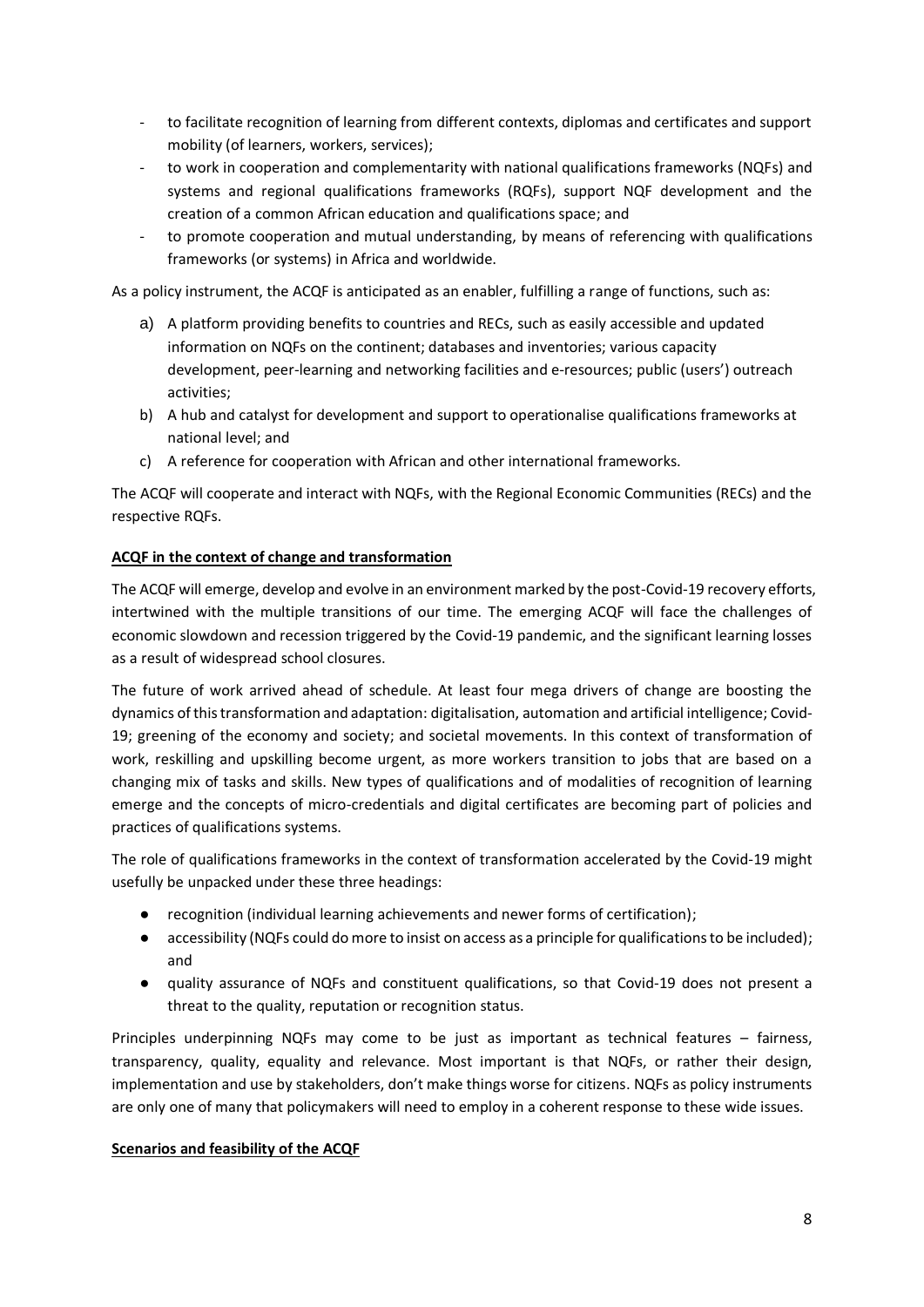- to facilitate recognition of learning from different contexts, diplomas and certificates and support mobility (of learners, workers, services);
- to work in cooperation and complementarity with national qualifications frameworks (NQFs) and systems and regional qualifications frameworks (RQFs), support NQF development and the creation of a common African education and qualifications space; and
- to promote cooperation and mutual understanding, by means of referencing with qualifications frameworks (or systems) in Africa and worldwide.

As a policy instrument, the ACQF is anticipated as an enabler, fulfilling a range of functions, such as:

a) A platform providing benefits to countries and RECs, such as easily accessible and updated information on NQFs on the continent; databases and inventories; various capacity development, peer-learning and networking facilities and e-resources; public (users') outreach activities;
b) A hub and catalyst for development and support to operationalise qualifications frameworks at national level; and
c) A reference for cooperation with African and other international frameworks.

The ACQF will cooperate and interact with NQFs, with the Regional Economic Communities (RECs) and the respective RQFs.

**ACQF in the context of change and transformation**

The ACQF will emerge, develop and evolve in an environment marked by the post-Covid-19 recovery efforts, intertwined with the multiple transitions of our time. The emerging ACQF will face the challenges of economic slowdown and recession triggered by the Covid-19 pandemic, and the significant learning losses as a result of widespread school closures.

The future of work arrived ahead of schedule. At least four mega drivers of change are boosting the dynamics of this transformation and adaptation: digitalisation, automation and artificial intelligence; Covid-19; greening of the economy and society; and societal movements. In this context of transformation of work, reskilling and upskilling become urgent, as more workers transition to jobs that are based on a changing mix of tasks and skills. New types of qualifications and of modalities of recognition of learning emerge and the concepts of micro-credentials and digital certificates are becoming part of policies and practices of qualifications systems.

The role of qualifications frameworks in the context of transformation accelerated by the Covid-19 might usefully be unpacked under these three headings:

- recognition (individual learning achievements and newer forms of certification);
- accessibility (NQFs could do more to insist on access as a principle for qualifications to be included); and
- quality assurance of NQFs and constituent qualifications, so that Covid-19 does not present a threat to the quality, reputation or recognition status.

Principles underpinning NQFs may come to be just as important as technical features – fairness, transparency, quality, equality and relevance. Most important is that NQFs, or rather their design, implementation and use by stakeholders, don't make things worse for citizens. NQFs as policy instruments are only one of many that policymakers will need to employ in a coherent response to these wide issues.

**Scenarios and feasibility of the ACQF**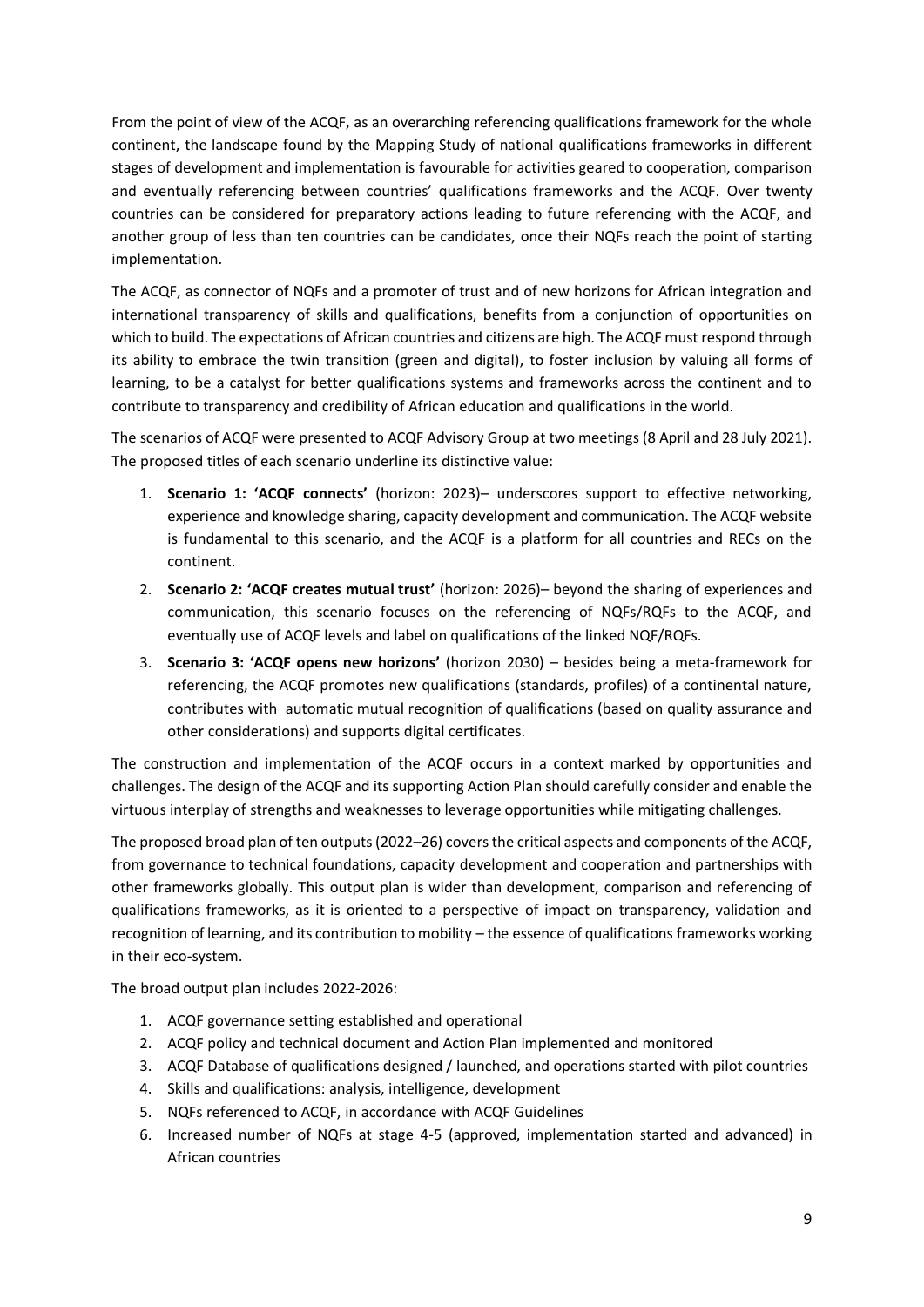From the point of view of the ACQF, as an overarching referencing qualifications framework for the whole continent, the landscape found by the Mapping Study of national qualifications frameworks in different stages of development and implementation is favourable for activities geared to cooperation, comparison and eventually referencing between countries' qualifications frameworks and the ACQF. Over twenty countries can be considered for preparatory actions leading to future referencing with the ACQF, and another group of less than ten countries can be candidates, once their NQFs reach the point of starting implementation.

The ACQF, as connector of NQFs and a promoter of trust and of new horizons for African integration and international transparency of skills and qualifications, benefits from a conjunction of opportunities on which to build. The expectations of African countries and citizens are high. The ACQF must respond through its ability to embrace the twin transition (green and digital), to foster inclusion by valuing all forms of learning, to be a catalyst for better qualifications systems and frameworks across the continent and to contribute to transparency and credibility of African education and qualifications in the world.

The scenarios of ACQF were presented to ACQF Advisory Group at two meetings (8 April and 28 July 2021). The proposed titles of each scenario underline its distinctive value:

1. **Scenario 1: 'ACQF connects'** (horizon: 2023)– underscores support to effective networking, experience and knowledge sharing, capacity development and communication. The ACQF website is fundamental to this scenario, and the ACQF is a platform for all countries and RECs on the continent.
2. **Scenario 2: 'ACQF creates mutual trust'** (horizon: 2026)– beyond the sharing of experiences and communication, this scenario focuses on the referencing of NQFs/RQFs to the ACQF, and eventually use of ACQF levels and label on qualifications of the linked NQF/RQFs.
3. **Scenario 3: 'ACQF opens new horizons'** (horizon 2030) – besides being a meta-framework for referencing, the ACQF promotes new qualifications (standards, profiles) of a continental nature, contributes with automatic mutual recognition of qualifications (based on quality assurance and other considerations) and supports digital certificates.

The construction and implementation of the ACQF occurs in a context marked by opportunities and challenges. The design of the ACQF and its supporting Action Plan should carefully consider and enable the virtuous interplay of strengths and weaknesses to leverage opportunities while mitigating challenges.

The proposed broad plan of ten outputs (2022–26) covers the critical aspects and components of the ACQF, from governance to technical foundations, capacity development and cooperation and partnerships with other frameworks globally. This output plan is wider than development, comparison and referencing of qualifications frameworks, as it is oriented to a perspective of impact on transparency, validation and recognition of learning, and its contribution to mobility – the essence of qualifications frameworks working in their eco-system.

The broad output plan includes 2022-2026:

1. ACQF governance setting established and operational
2. ACQF policy and technical document and Action Plan implemented and monitored
3. ACQF Database of qualifications designed / launched, and operations started with pilot countries
4. Skills and qualifications: analysis, intelligence, development
5. NQFs referenced to ACQF, in accordance with ACQF Guidelines
6. Increased number of NQFs at stage 4-5 (approved, implementation started and advanced) in African countries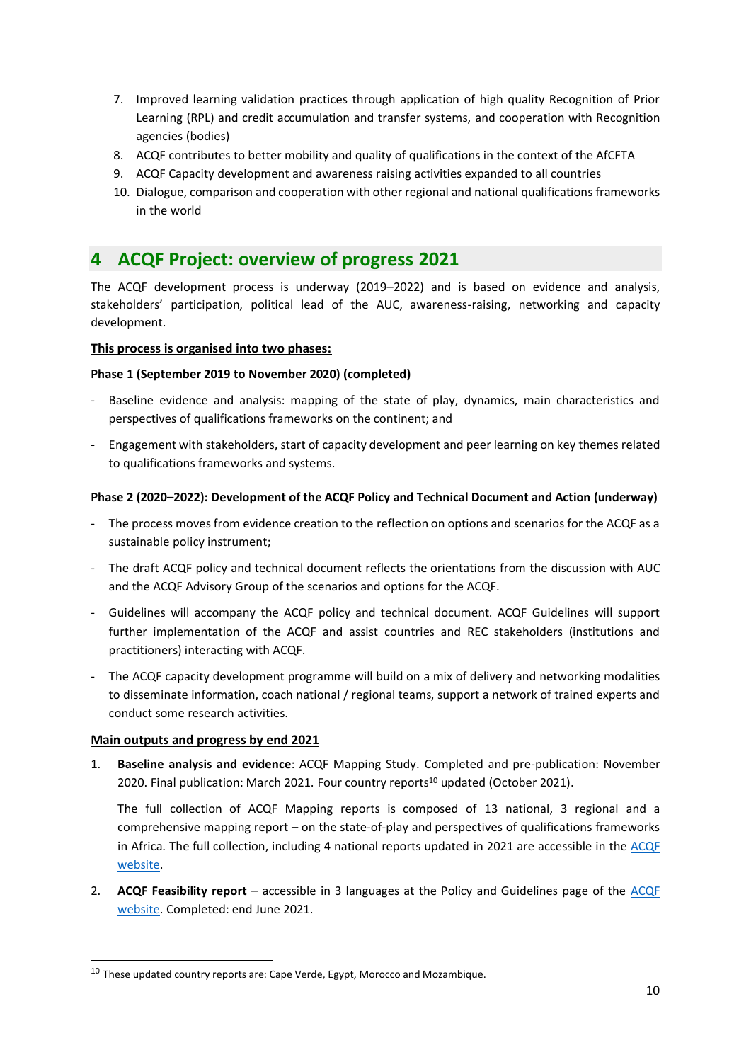7. Improved learning validation practices through application of high quality Recognition of Prior Learning (RPL) and credit accumulation and transfer systems, and cooperation with Recognition agencies (bodies)
8. ACQF contributes to better mobility and quality of qualifications in the context of the AfCFTA
9. ACQF Capacity development and awareness raising activities expanded to all countries
10. Dialogue, comparison and cooperation with other regional and national qualifications frameworks in the world

# 4 ACQF Project: overview of progress 2021

The ACQF development process is underway (2019–2022) and is based on evidence and analysis, stakeholders' participation, political lead of the AUC, awareness-raising, networking and capacity development.

**This process is organised into two phases:**

**Phase 1 (September 2019 to November 2020) (completed)**

- Baseline evidence and analysis: mapping of the state of play, dynamics, main characteristics and perspectives of qualifications frameworks on the continent; and
- Engagement with stakeholders, start of capacity development and peer learning on key themes related to qualifications frameworks and systems.

**Phase 2 (2020–2022): Development of the ACQF Policy and Technical Document and Action (underway)**

- The process moves from evidence creation to the reflection on options and scenarios for the ACQF as a sustainable policy instrument;
- The draft ACQF policy and technical document reflects the orientations from the discussion with AUC and the ACQF Advisory Group of the scenarios and options for the ACQF.
- Guidelines will accompany the ACQF policy and technical document. ACQF Guidelines will support further implementation of the ACQF and assist countries and REC stakeholders (institutions and practitioners) interacting with ACQF.
- The ACQF capacity development programme will build on a mix of delivery and networking modalities to disseminate information, coach national / regional teams, support a network of trained experts and conduct some research activities.

**Main outputs and progress by end 2021**

1. **Baseline analysis and evidence**: ACQF Mapping Study. Completed and pre-publication: November 2020. Final publication: March 2021. Four country reports[10] updated (October 2021).

   The full collection of ACQF Mapping reports is composed of 13 national, 3 regional and a comprehensive mapping report – on the state-of-play and perspectives of qualifications frameworks in Africa. The full collection, including 4 national reports updated in 2021 are accessible in the ACQF website.

2. **ACQF Feasibility report** – accessible in 3 languages at the Policy and Guidelines page of the ACQF website. Completed: end June 2021.

[10] These updated country reports are: Cape Verde, Egypt, Morocco and Mozambique.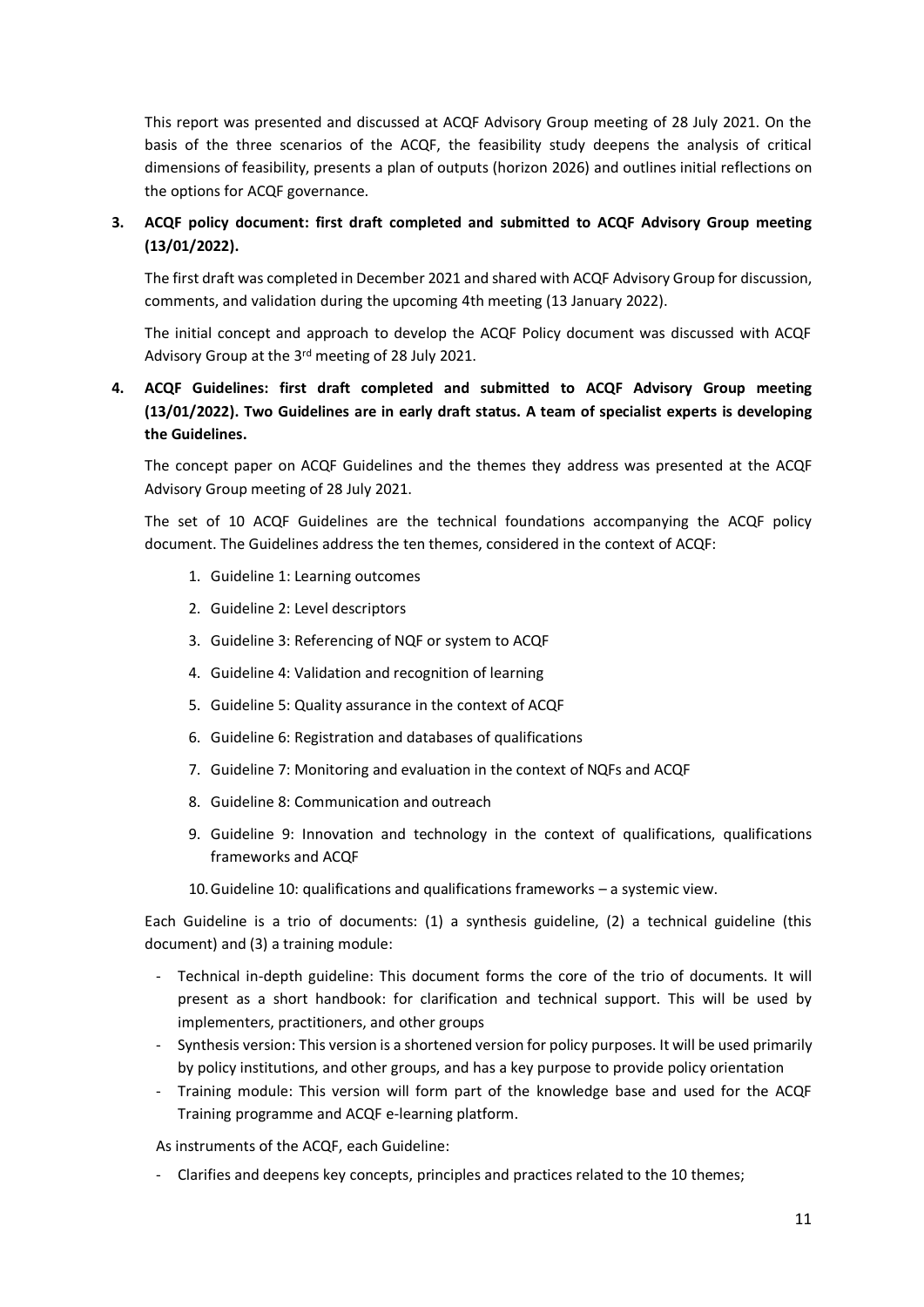This report was presented and discussed at ACQF Advisory Group meeting of 28 July 2021. On the basis of the three scenarios of the ACQF, the feasibility study deepens the analysis of critical dimensions of feasibility, presents a plan of outputs (horizon 2026) and outlines initial reflections on the options for ACQF governance.

**3. ACQF policy document: first draft completed and submitted to ACQF Advisory Group meeting (13/01/2022).**

The first draft was completed in December 2021 and shared with ACQF Advisory Group for discussion, comments, and validation during the upcoming 4th meeting (13 January 2022).

The initial concept and approach to develop the ACQF Policy document was discussed with ACQF Advisory Group at the 3rd meeting of 28 July 2021.

**4. ACQF Guidelines: first draft completed and submitted to ACQF Advisory Group meeting (13/01/2022). Two Guidelines are in early draft status. A team of specialist experts is developing the Guidelines.**

The concept paper on ACQF Guidelines and the themes they address was presented at the ACQF Advisory Group meeting of 28 July 2021.

The set of 10 ACQF Guidelines are the technical foundations accompanying the ACQF policy document. The Guidelines address the ten themes, considered in the context of ACQF:

1. Guideline 1: Learning outcomes
2. Guideline 2: Level descriptors
3. Guideline 3: Referencing of NQF or system to ACQF
4. Guideline 4: Validation and recognition of learning
5. Guideline 5: Quality assurance in the context of ACQF
6. Guideline 6: Registration and databases of qualifications
7. Guideline 7: Monitoring and evaluation in the context of NQFs and ACQF
8. Guideline 8: Communication and outreach
9. Guideline 9: Innovation and technology in the context of qualifications, qualifications frameworks and ACQF
10. Guideline 10: qualifications and qualifications frameworks – a systemic view.

Each Guideline is a trio of documents: (1) a synthesis guideline, (2) a technical guideline (this document) and (3) a training module:

- Technical in-depth guideline: This document forms the core of the trio of documents. It will present as a short handbook: for clarification and technical support. This will be used by implementers, practitioners, and other groups
- Synthesis version: This version is a shortened version for policy purposes. It will be used primarily by policy institutions, and other groups, and has a key purpose to provide policy orientation
- Training module: This version will form part of the knowledge base and used for the ACQF Training programme and ACQF e-learning platform.

As instruments of the ACQF, each Guideline:

- Clarifies and deepens key concepts, principles and practices related to the 10 themes;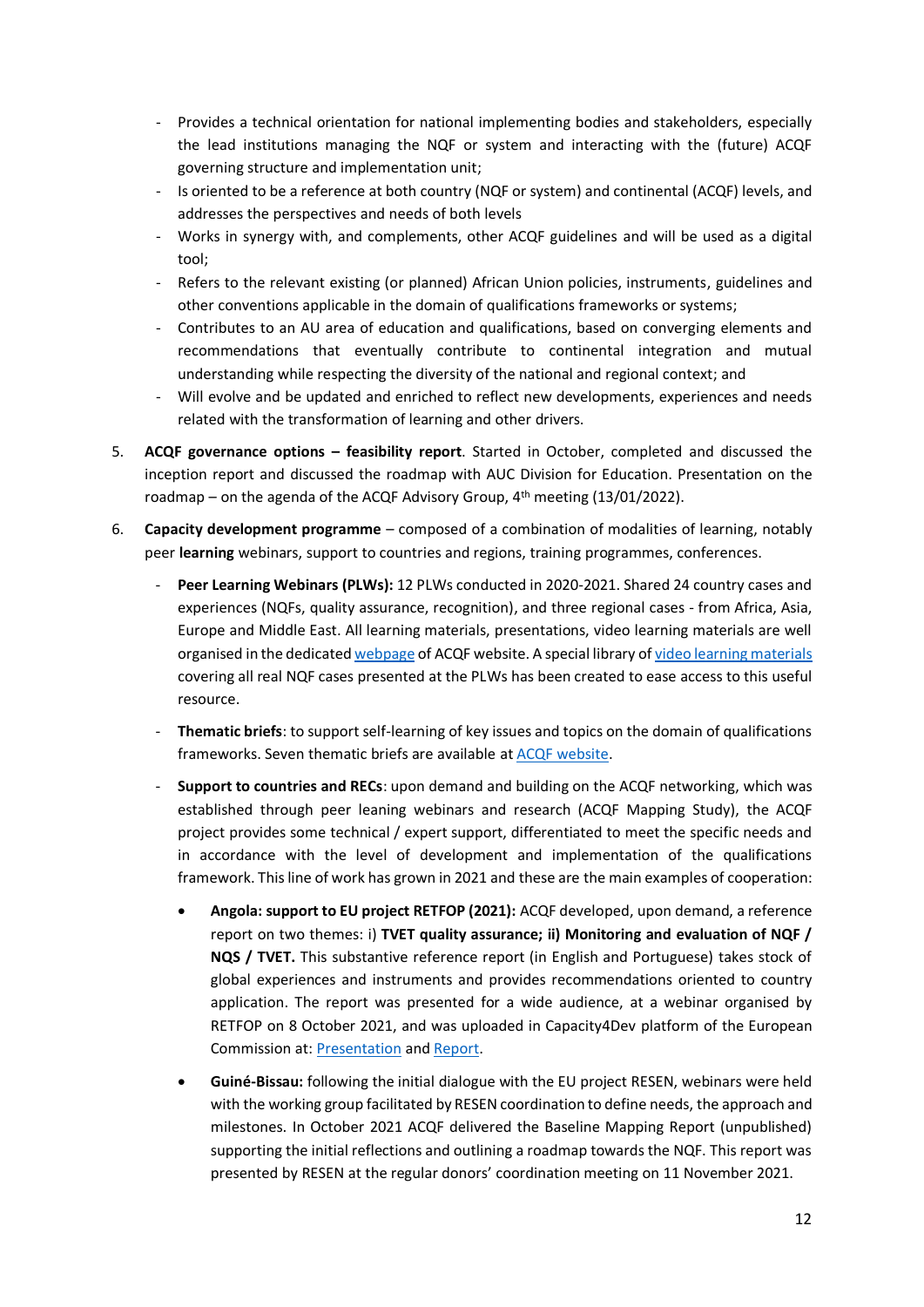- Provides a technical orientation for national implementing bodies and stakeholders, especially the lead institutions managing the NQF or system and interacting with the (future) ACQF governing structure and implementation unit;
- Is oriented to be a reference at both country (NQF or system) and continental (ACQF) levels, and addresses the perspectives and needs of both levels
- Works in synergy with, and complements, other ACQF guidelines and will be used as a digital tool;
- Refers to the relevant existing (or planned) African Union policies, instruments, guidelines and other conventions applicable in the domain of qualifications frameworks or systems;
- Contributes to an AU area of education and qualifications, based on converging elements and recommendations that eventually contribute to continental integration and mutual understanding while respecting the diversity of the national and regional context; and
- Will evolve and be updated and enriched to reflect new developments, experiences and needs related with the transformation of learning and other drivers.

5. **ACQF governance options – feasibility report**. Started in October, completed and discussed the inception report and discussed the roadmap with AUC Division for Education. Presentation on the roadmap – on the agenda of the ACQF Advisory Group, 4th meeting (13/01/2022).

6. **Capacity development programme** – composed of a combination of modalities of learning, notably peer **learning** webinars, support to countries and regions, training programmes, conferences.

   - **Peer Learning Webinars (PLWs):** 12 PLWs conducted in 2020-2021. Shared 24 country cases and experiences (NQFs, quality assurance, recognition), and three regional cases - from Africa, Asia, Europe and Middle East. All learning materials, presentations, video learning materials are well organised in the dedicated webpage of ACQF website. A special library of video learning materials covering all real NQF cases presented at the PLWs has been created to ease access to this useful resource.

   - **Thematic briefs**: to support self-learning of key issues and topics on the domain of qualifications frameworks. Seven thematic briefs are available at ACQF website.

   - **Support to countries and RECs**: upon demand and building on the ACQF networking, which was established through peer leaning webinars and research (ACQF Mapping Study), the ACQF project provides some technical / expert support, differentiated to meet the specific needs and in accordance with the level of development and implementation of the qualifications framework. This line of work has grown in 2021 and these are the main examples of cooperation:

     - **Angola: support to EU project RETFOP (2021):** ACQF developed, upon demand, a reference report on two themes: i) **TVET quality assurance; ii) Monitoring and evaluation of NQF / NQS / TVET.** This substantive reference report (in English and Portuguese) takes stock of global experiences and instruments and provides recommendations oriented to country application. The report was presented for a wide audience, at a webinar organised by RETFOP on 8 October 2021, and was uploaded in Capacity4Dev platform of the European Commission at: Presentation and Report.

     - **Guiné-Bissau:** following the initial dialogue with the EU project RESEN, webinars were held with the working group facilitated by RESEN coordination to define needs, the approach and milestones. In October 2021 ACQF delivered the Baseline Mapping Report (unpublished) supporting the initial reflections and outlining a roadmap towards the NQF. This report was presented by RESEN at the regular donors' coordination meeting on 11 November 2021.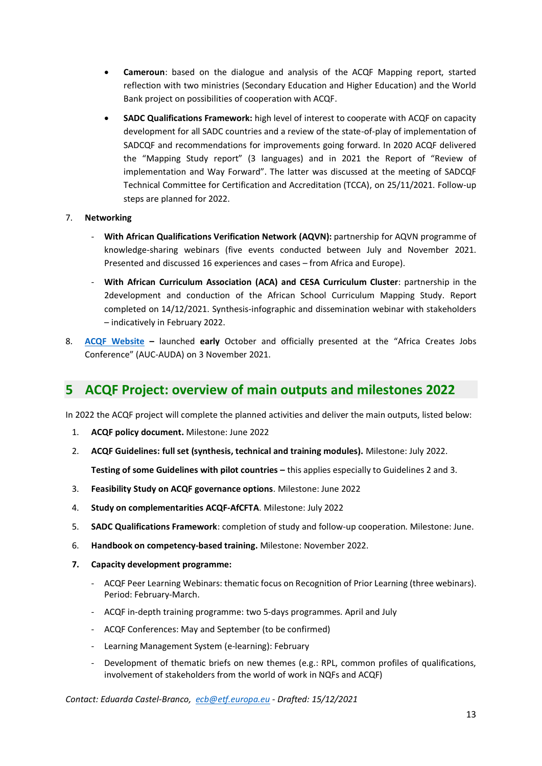- **Cameroun**: based on the dialogue and analysis of the ACQF Mapping report, started reflection with two ministries (Secondary Education and Higher Education) and the World Bank project on possibilities of cooperation with ACQF.
- **SADC Qualifications Framework:** high level of interest to cooperate with ACQF on capacity development for all SADC countries and a review of the state-of-play of implementation of SADCQF and recommendations for improvements going forward. In 2020 ACQF delivered the "Mapping Study report" (3 languages) and in 2021 the Report of "Review of implementation and Way Forward". The latter was discussed at the meeting of SADCQF Technical Committee for Certification and Accreditation (TCCA), on 25/11/2021. Follow-up steps are planned for 2022.

7. **Networking**
   - **With African Qualifications Verification Network (AQVN):** partnership for AQVN programme of knowledge-sharing webinars (five events conducted between July and November 2021. Presented and discussed 16 experiences and cases – from Africa and Europe).
   - **With African Curriculum Association (ACA) and CESA Curriculum Cluster**: partnership in the 2development and conduction of the African School Curriculum Mapping Study. Report completed on 14/12/2021. Synthesis-infographic and dissemination webinar with stakeholders – indicatively in February 2022.
8. **ACQF Website –** launched **early** October and officially presented at the "Africa Creates Jobs Conference" (AUC-AUDA) on 3 November 2021.

## 5 ACQF Project: overview of main outputs and milestones 2022

In 2022 the ACQF project will complete the planned activities and deliver the main outputs, listed below:

1. **ACQF policy document.** Milestone: June 2022
2. **ACQF Guidelines: full set (synthesis, technical and training modules).** Milestone: July 2022.

   **Testing of some Guidelines with pilot countries –** this applies especially to Guidelines 2 and 3.
3. **Feasibility Study on ACQF governance options**. Milestone: June 2022
4. **Study on complementarities ACQF-AfCFTA**. Milestone: July 2022
5. **SADC Qualifications Framework**: completion of study and follow-up cooperation. Milestone: June.
6. **Handbook on competency-based training.** Milestone: November 2022.
7. **Capacity development programme:**
   - ACQF Peer Learning Webinars: thematic focus on Recognition of Prior Learning (three webinars). Period: February-March.
   - ACQF in-depth training programme: two 5-days programmes. April and July
   - ACQF Conferences: May and September (to be confirmed)
   - Learning Management System (e-learning): February
   - Development of thematic briefs on new themes (e.g.: RPL, common profiles of qualifications, involvement of stakeholders from the world of work in NQFs and ACQF)

*Contact: Eduarda Castel-Branco, ecb@etf.europa.eu - Drafted: 15/12/2021*